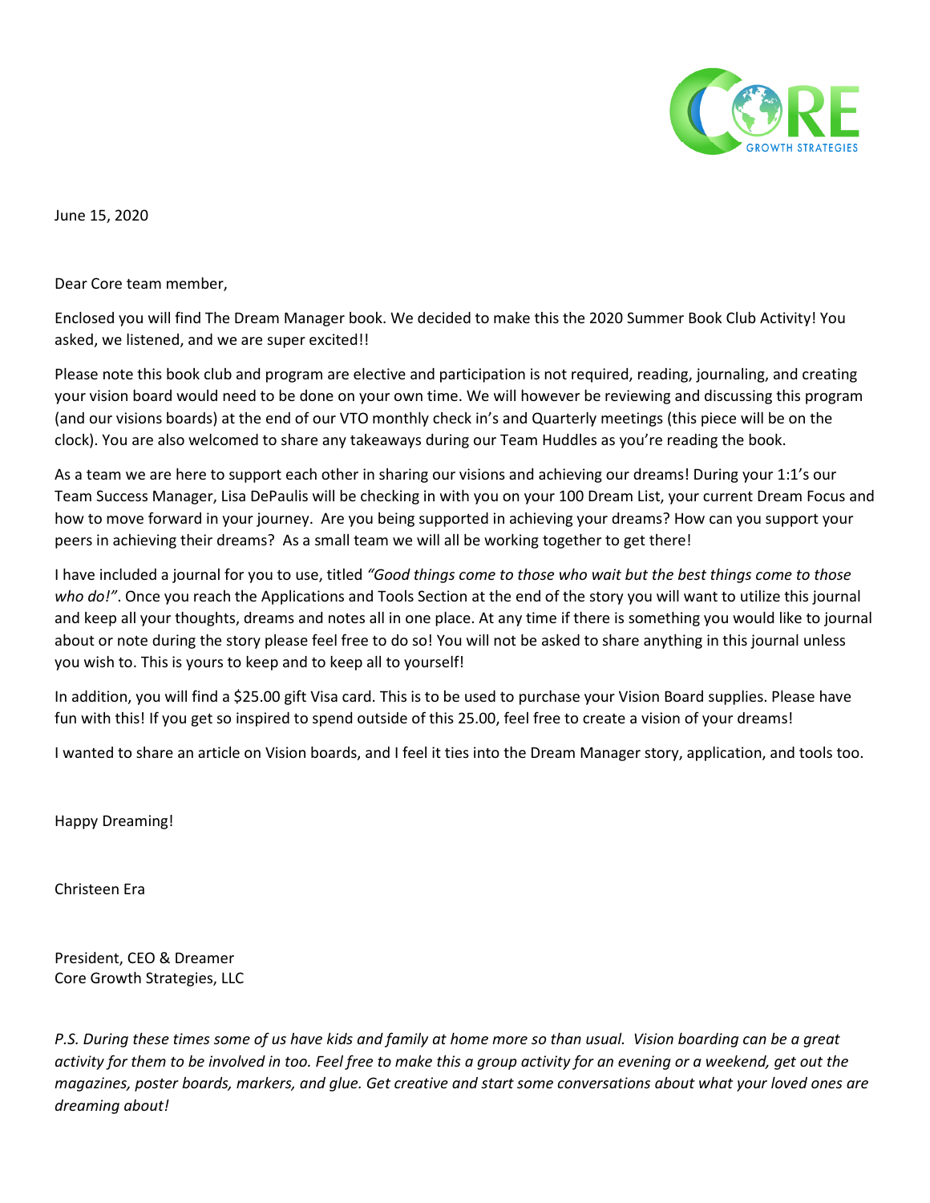CORE GROWTH STRATEGIES

June 15, 2020

Dear Core team member,

Enclosed you will find The Dream Manager book. We decided to make this the 2020 Summer Book Club Activity! You asked, we listened, and we are super excited!!

Please note this book club and program are elective and participation is not required, reading, journaling, and creating your vision board would need to be done on your own time. We will however be reviewing and discussing this program (and our visions boards) at the end of our VTO monthly check in's and Quarterly meetings (this piece will be on the clock). You are also welcomed to share any takeaways during our Team Huddles as you're reading the book.

As a team we are here to support each other in sharing our visions and achieving our dreams! During your 1:1's our Team Success Manager, Lisa DePaulis will be checking in with you on your 100 Dream List, your current Dream Focus and how to move forward in your journey. Are you being supported in achieving your dreams? How can you support your peers in achieving their dreams? As a small team we will all be working together to get there!

I have included a journal for you to use, titled *"Good things come to those who wait but the best things come to those who do!"*. Once you reach the Applications and Tools Section at the end of the story you will want to utilize this journal and keep all your thoughts, dreams and notes all in one place. At any time if there is something you would like to journal about or note during the story please feel free to do so! You will not be asked to share anything in this journal unless you wish to. This is yours to keep and to keep all to yourself!

In addition, you will find a $25.00 gift Visa card. This is to be used to purchase your Vision Board supplies. Please have fun with this! If you get so inspired to spend outside of this 25.00, feel free to create a vision of your dreams!

I wanted to share an article on Vision boards, and I feel it ties into the Dream Manager story, application, and tools too.

Happy Dreaming!

Christeen Era

President, CEO & Dreamer
Core Growth Strategies, LLC

*P.S. During these times some of us have kids and family at home more so than usual. Vision boarding can be a great activity for them to be involved in too. Feel free to make this a group activity for an evening or a weekend, get out the magazines, poster boards, markers, and glue. Get creative and start some conversations about what your loved ones are dreaming about!*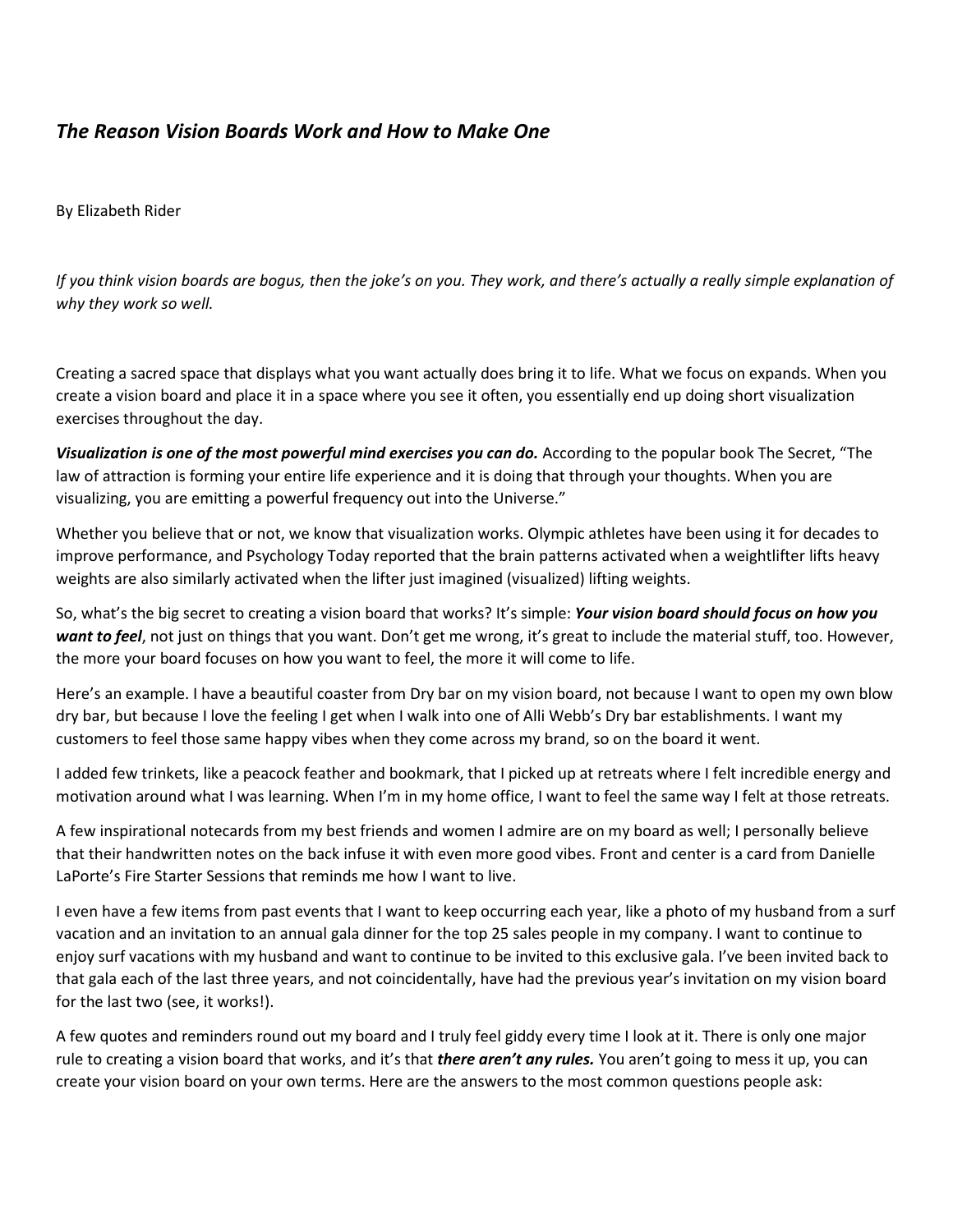## *The Reason Vision Boards Work and How to Make One*

By Elizabeth Rider

*If you think vision boards are bogus, then the joke's on you. They work, and there's actually a really simple explanation of why they work so well.*

Creating a sacred space that displays what you want actually does bring it to life. What we focus on expands. When you create a vision board and place it in a space where you see it often, you essentially end up doing short visualization exercises throughout the day.

***Visualization is one of the most powerful mind exercises you can do.*** According to the popular book The Secret, "The law of attraction is forming your entire life experience and it is doing that through your thoughts. When you are visualizing, you are emitting a powerful frequency out into the Universe."

Whether you believe that or not, we know that visualization works. Olympic athletes have been using it for decades to improve performance, and Psychology Today reported that the brain patterns activated when a weightlifter lifts heavy weights are also similarly activated when the lifter just imagined (visualized) lifting weights.

So, what's the big secret to creating a vision board that works? It's simple: ***Your vision board should focus on how you want to feel***, not just on things that you want. Don't get me wrong, it's great to include the material stuff, too. However, the more your board focuses on how you want to feel, the more it will come to life.

Here's an example. I have a beautiful coaster from Dry bar on my vision board, not because I want to open my own blow dry bar, but because I love the feeling I get when I walk into one of Alli Webb's Dry bar establishments. I want my customers to feel those same happy vibes when they come across my brand, so on the board it went.

I added few trinkets, like a peacock feather and bookmark, that I picked up at retreats where I felt incredible energy and motivation around what I was learning. When I'm in my home office, I want to feel the same way I felt at those retreats.

A few inspirational notecards from my best friends and women I admire are on my board as well; I personally believe that their handwritten notes on the back infuse it with even more good vibes. Front and center is a card from Danielle LaPorte's Fire Starter Sessions that reminds me how I want to live.

I even have a few items from past events that I want to keep occurring each year, like a photo of my husband from a surf vacation and an invitation to an annual gala dinner for the top 25 sales people in my company. I want to continue to enjoy surf vacations with my husband and want to continue to be invited to this exclusive gala. I've been invited back to that gala each of the last three years, and not coincidentally, have had the previous year's invitation on my vision board for the last two (see, it works!).

A few quotes and reminders round out my board and I truly feel giddy every time I look at it. There is only one major rule to creating a vision board that works, and it's that ***there aren't any rules.*** You aren't going to mess it up, you can create your vision board on your own terms. Here are the answers to the most common questions people ask: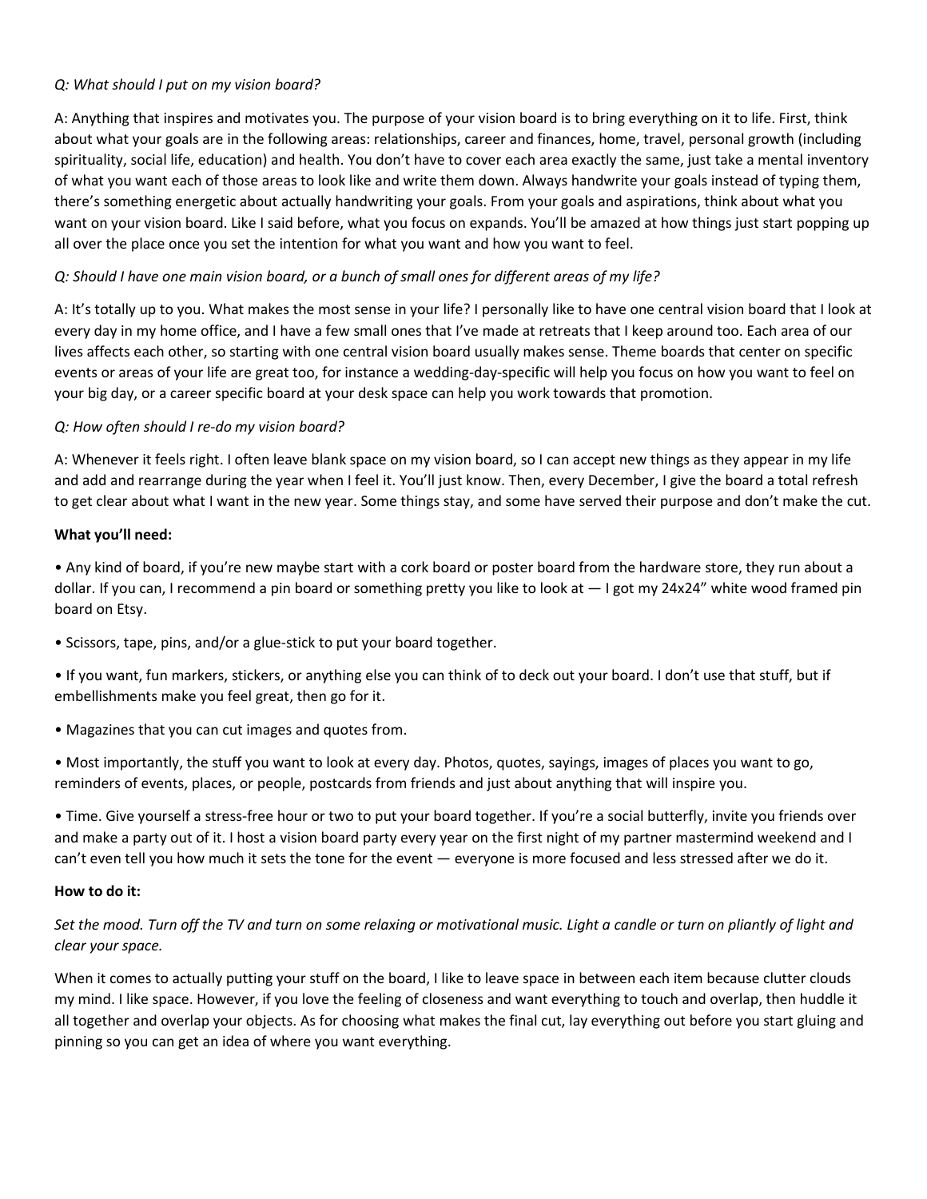*Q: What should I put on my vision board?*

A: Anything that inspires and motivates you. The purpose of your vision board is to bring everything on it to life. First, think about what your goals are in the following areas: relationships, career and finances, home, travel, personal growth (including spirituality, social life, education) and health. You don't have to cover each area exactly the same, just take a mental inventory of what you want each of those areas to look like and write them down. Always handwrite your goals instead of typing them, there's something energetic about actually handwriting your goals. From your goals and aspirations, think about what you want on your vision board. Like I said before, what you focus on expands. You'll be amazed at how things just start popping up all over the place once you set the intention for what you want and how you want to feel.

*Q: Should I have one main vision board, or a bunch of small ones for different areas of my life?*

A: It's totally up to you. What makes the most sense in your life? I personally like to have one central vision board that I look at every day in my home office, and I have a few small ones that I've made at retreats that I keep around too. Each area of our lives affects each other, so starting with one central vision board usually makes sense. Theme boards that center on specific events or areas of your life are great too, for instance a wedding-day-specific will help you focus on how you want to feel on your big day, or a career specific board at your desk space can help you work towards that promotion.

*Q: How often should I re-do my vision board?*

A: Whenever it feels right. I often leave blank space on my vision board, so I can accept new things as they appear in my life and add and rearrange during the year when I feel it. You'll just know. Then, every December, I give the board a total refresh to get clear about what I want in the new year. Some things stay, and some have served their purpose and don't make the cut.

**What you'll need:**

- Any kind of board, if you're new maybe start with a cork board or poster board from the hardware store, they run about a dollar. If you can, I recommend a pin board or something pretty you like to look at — I got my 24x24" white wood framed pin board on Etsy.
- Scissors, tape, pins, and/or a glue-stick to put your board together.
- If you want, fun markers, stickers, or anything else you can think of to deck out your board. I don't use that stuff, but if embellishments make you feel great, then go for it.
- Magazines that you can cut images and quotes from.
- Most importantly, the stuff you want to look at every day. Photos, quotes, sayings, images of places you want to go, reminders of events, places, or people, postcards from friends and just about anything that will inspire you.
- Time. Give yourself a stress-free hour or two to put your board together. If you're a social butterfly, invite you friends over and make a party out of it. I host a vision board party every year on the first night of my partner mastermind weekend and I can't even tell you how much it sets the tone for the event — everyone is more focused and less stressed after we do it.

**How to do it:**

*Set the mood. Turn off the TV and turn on some relaxing or motivational music. Light a candle or turn on pliantly of light and clear your space.*

When it comes to actually putting your stuff on the board, I like to leave space in between each item because clutter clouds my mind. I like space. However, if you love the feeling of closeness and want everything to touch and overlap, then huddle it all together and overlap your objects. As for choosing what makes the final cut, lay everything out before you start gluing and pinning so you can get an idea of where you want everything.